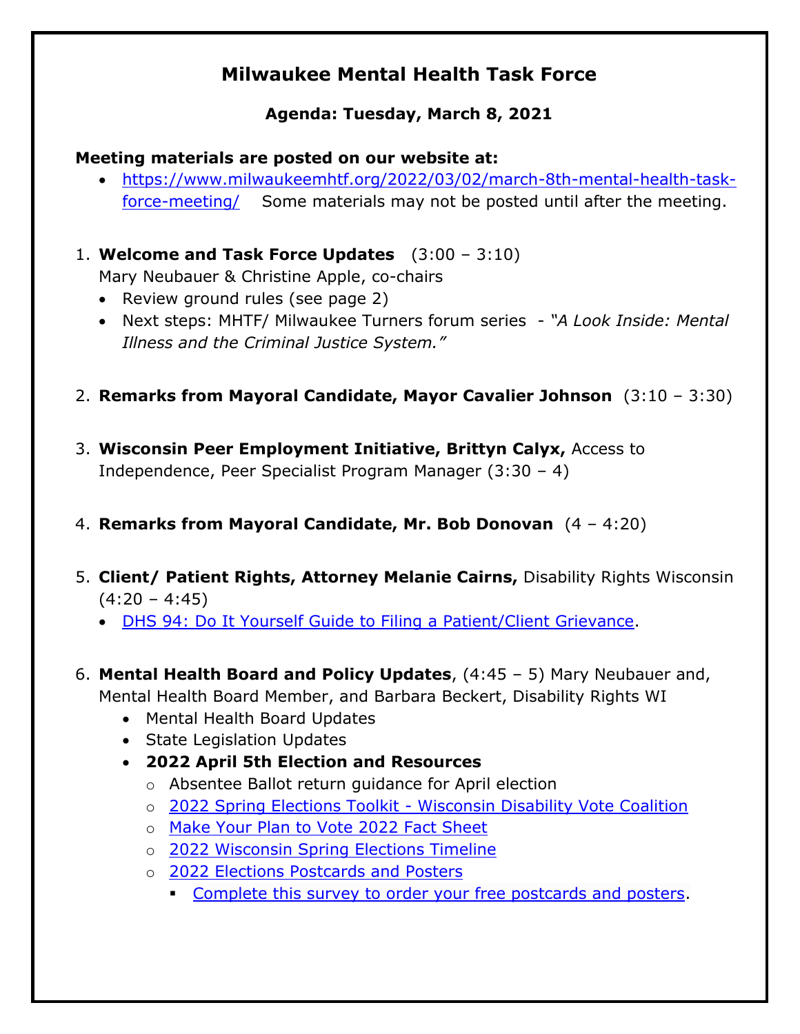# Milwaukee Mental Health Task Force

### Agenda: Tuesday, March 8, 2021

**Meeting materials are posted on our website at:**

- https://www.milwaukeemhtf.org/2022/03/02/march-8th-mental-health-task-force-meeting/ Some materials may not be posted until after the meeting.

1. **Welcome and Task Force Updates** (3:00 – 3:10)
   Mary Neubauer & Christine Apple, co-chairs
   - Review ground rules (see page 2)
   - Next steps: MHTF/ Milwaukee Turners forum series - *"A Look Inside: Mental Illness and the Criminal Justice System."*

2. **Remarks from Mayoral Candidate, Mayor Cavalier Johnson** (3:10 – 3:30)

3. **Wisconsin Peer Employment Initiative, Brittyn Calyx,** Access to Independence, Peer Specialist Program Manager (3:30 – 4)

4. **Remarks from Mayoral Candidate, Mr. Bob Donovan** (4 – 4:20)

5. **Client/ Patient Rights, Attorney Melanie Cairns,** Disability Rights Wisconsin (4:20 – 4:45)
   - DHS 94: Do It Yourself Guide to Filing a Patient/Client Grievance.

6. **Mental Health Board and Policy Updates**, (4:45 – 5) Mary Neubauer and, Mental Health Board Member, and Barbara Beckert, Disability Rights WI
   - Mental Health Board Updates
   - State Legislation Updates
   - **2022 April 5th Election and Resources**
     - Absentee Ballot return guidance for April election
     - 2022 Spring Elections Toolkit - Wisconsin Disability Vote Coalition
     - Make Your Plan to Vote 2022 Fact Sheet
     - 2022 Wisconsin Spring Elections Timeline
     - 2022 Elections Postcards and Posters
       - Complete this survey to order your free postcards and posters.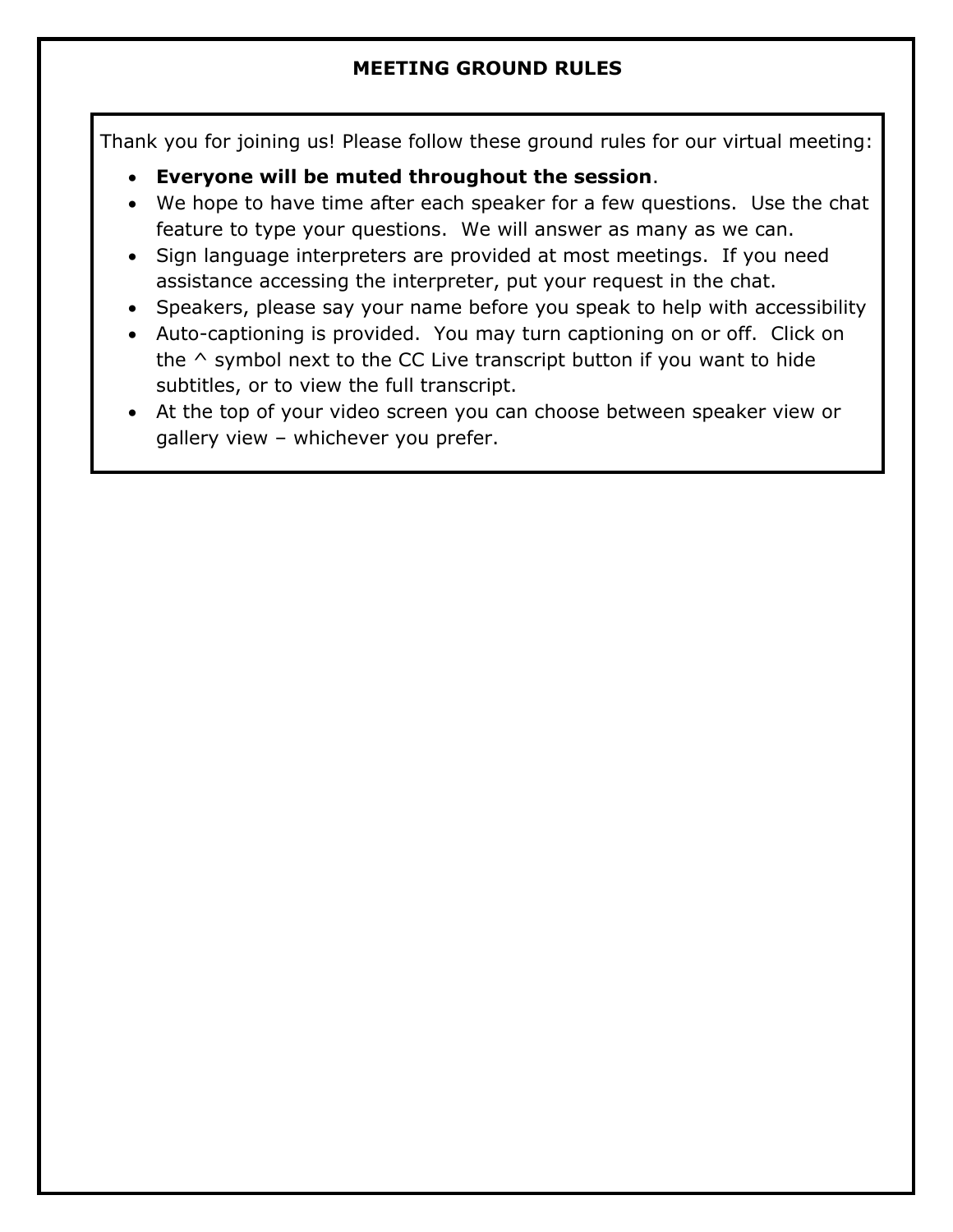**MEETING GROUND RULES**

Thank you for joining us! Please follow these ground rules for our virtual meeting:

- **Everyone will be muted throughout the session**.
- We hope to have time after each speaker for a few questions. Use the chat feature to type your questions. We will answer as many as we can.
- Sign language interpreters are provided at most meetings. If you need assistance accessing the interpreter, put your request in the chat.
- Speakers, please say your name before you speak to help with accessibility
- Auto-captioning is provided. You may turn captioning on or off. Click on the ^ symbol next to the CC Live transcript button if you want to hide subtitles, or to view the full transcript.
- At the top of your video screen you can choose between speaker view or gallery view – whichever you prefer.